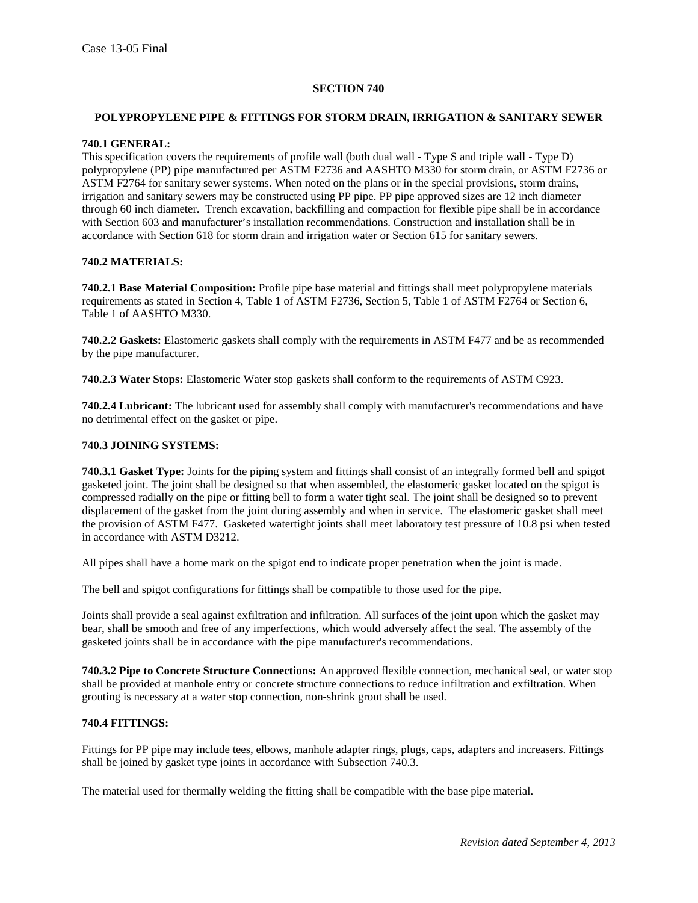Case 13-05 Final

# SECTION 740

## POLYPROPYLENE PIPE & FITTINGS FOR STORM DRAIN, IRRIGATION & SANITARY SEWER

**740.1 GENERAL:**
This specification covers the requirements of profile wall (both dual wall - Type S and triple wall - Type D) polypropylene (PP) pipe manufactured per ASTM F2736 and AASHTO M330 for storm drain, or ASTM F2736 or ASTM F2764 for sanitary sewer systems. When noted on the plans or in the special provisions, storm drains, irrigation and sanitary sewers may be constructed using PP pipe. PP pipe approved sizes are 12 inch diameter through 60 inch diameter. Trench excavation, backfilling and compaction for flexible pipe shall be in accordance with Section 603 and manufacturer's installation recommendations. Construction and installation shall be in accordance with Section 618 for storm drain and irrigation water or Section 615 for sanitary sewers.

**740.2 MATERIALS:**

**740.2.1 Base Material Composition:** Profile pipe base material and fittings shall meet polypropylene materials requirements as stated in Section 4, Table 1 of ASTM F2736, Section 5, Table 1 of ASTM F2764 or Section 6, Table 1 of AASHTO M330.

**740.2.2 Gaskets:** Elastomeric gaskets shall comply with the requirements in ASTM F477 and be as recommended by the pipe manufacturer.

**740.2.3 Water Stops:** Elastomeric Water stop gaskets shall conform to the requirements of ASTM C923.

**740.2.4 Lubricant:** The lubricant used for assembly shall comply with manufacturer's recommendations and have no detrimental effect on the gasket or pipe.

**740.3 JOINING SYSTEMS:**

**740.3.1 Gasket Type:** Joints for the piping system and fittings shall consist of an integrally formed bell and spigot gasketed joint. The joint shall be designed so that when assembled, the elastomeric gasket located on the spigot is compressed radially on the pipe or fitting bell to form a water tight seal. The joint shall be designed so to prevent displacement of the gasket from the joint during assembly and when in service. The elastomeric gasket shall meet the provision of ASTM F477. Gasketed watertight joints shall meet laboratory test pressure of 10.8 psi when tested in accordance with ASTM D3212.

All pipes shall have a home mark on the spigot end to indicate proper penetration when the joint is made.

The bell and spigot configurations for fittings shall be compatible to those used for the pipe.

Joints shall provide a seal against exfiltration and infiltration. All surfaces of the joint upon which the gasket may bear, shall be smooth and free of any imperfections, which would adversely affect the seal. The assembly of the gasketed joints shall be in accordance with the pipe manufacturer's recommendations.

**740.3.2 Pipe to Concrete Structure Connections:** An approved flexible connection, mechanical seal, or water stop shall be provided at manhole entry or concrete structure connections to reduce infiltration and exfiltration. When grouting is necessary at a water stop connection, non-shrink grout shall be used.

**740.4 FITTINGS:**

Fittings for PP pipe may include tees, elbows, manhole adapter rings, plugs, caps, adapters and increasers. Fittings shall be joined by gasket type joints in accordance with Subsection 740.3.

The material used for thermally welding the fitting shall be compatible with the base pipe material.

*Revision dated September 4, 2013*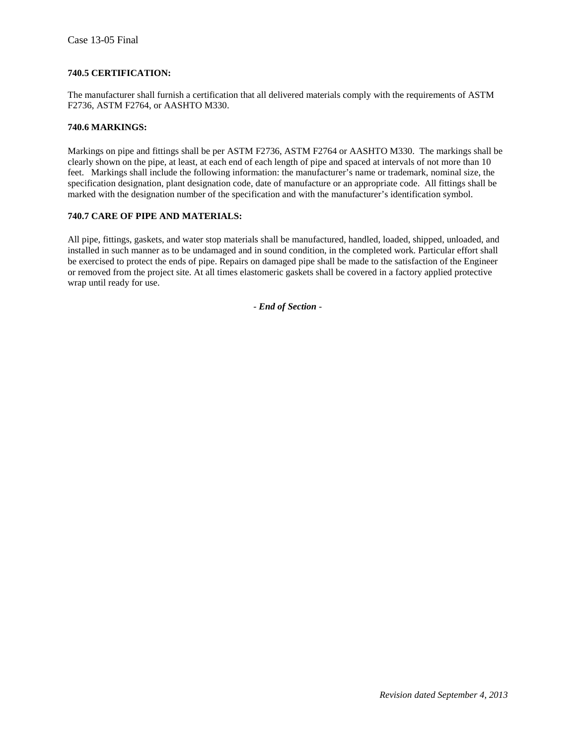**740.5 CERTIFICATION:**

The manufacturer shall furnish a certification that all delivered materials comply with the requirements of ASTM F2736, ASTM F2764, or AASHTO M330.

**740.6 MARKINGS:**

Markings on pipe and fittings shall be per ASTM F2736, ASTM F2764 or AASHTO M330. The markings shall be clearly shown on the pipe, at least, at each end of each length of pipe and spaced at intervals of not more than 10 feet. Markings shall include the following information: the manufacturer's name or trademark, nominal size, the specification designation, plant designation code, date of manufacture or an appropriate code. All fittings shall be marked with the designation number of the specification and with the manufacturer's identification symbol.

**740.7 CARE OF PIPE AND MATERIALS:**

All pipe, fittings, gaskets, and water stop materials shall be manufactured, handled, loaded, shipped, unloaded, and installed in such manner as to be undamaged and in sound condition, in the completed work. Particular effort shall be exercised to protect the ends of pipe. Repairs on damaged pipe shall be made to the satisfaction of the Engineer or removed from the project site. At all times elastomeric gaskets shall be covered in a factory applied protective wrap until ready for use.

- ***End of Section*** -